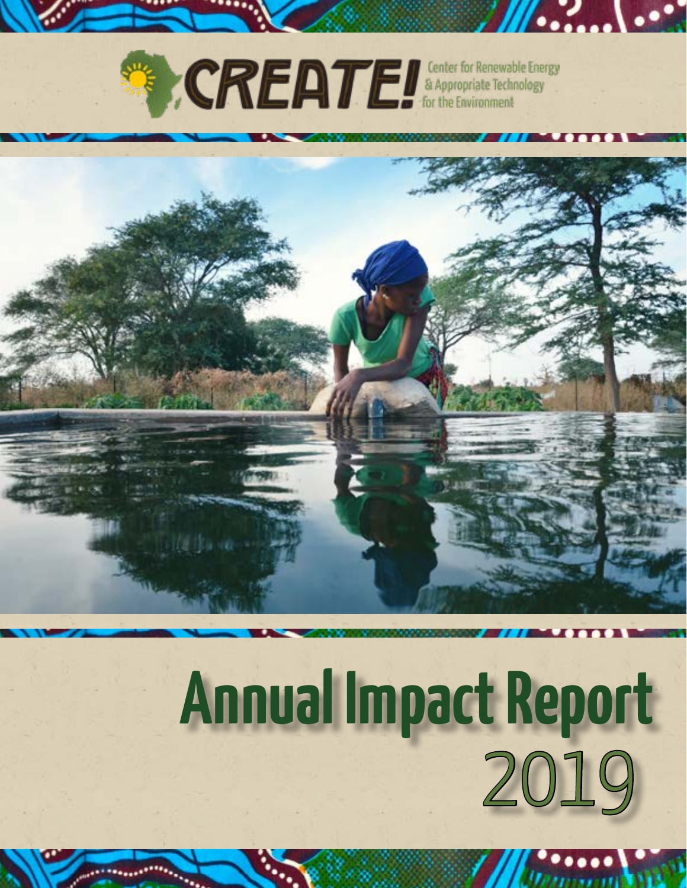# CREATE!

Center for Renewable Energy & Appropriate Technology for the Environment

# Annual Impact Report

2019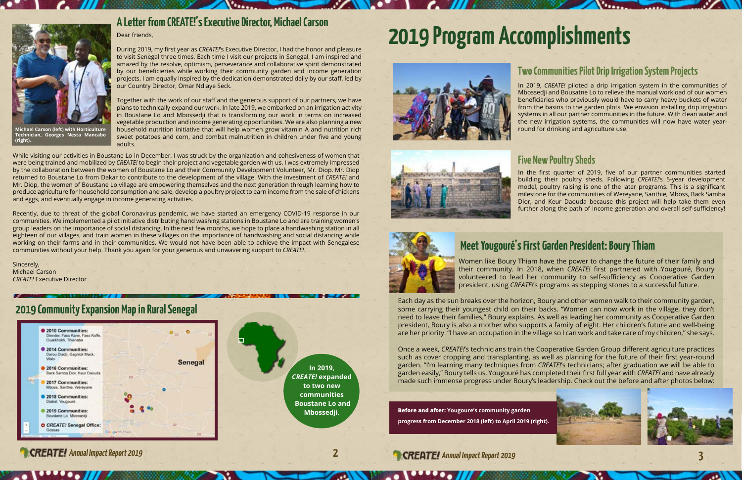## A Letter from CREATE!'s Executive Director, Michael Carson

Michael Carson (left) with Horticulture Technician, Georges Nesta Mancabo (right).

Dear friends,

During 2019, my first year as *CREATE!*'s Executive Director, I had the honor and pleasure to visit Senegal three times. Each time I visit our projects in Senegal, I am inspired and amazed by the resolve, optimism, perseverance and collaborative spirit demonstrated by our beneficiaries while working their community garden and income generation projects. I am equally inspired by the dedication demonstrated daily by our staff, led by our Country Director, Omar Ndiaye Seck.

Together with the work of our staff and the generous support of our partners, we have plans to technically expand our work. In late 2019, we embarked on an irrigation activity in Boustane Lo and Mbossedji that is transforming our work in terms on increased vegetable production and income generating opportunities. We are also planning a new household nutrition initiative that will help women grow vitamin A and nutrition rich sweet potatoes and corn, and combat malnutrition in children under five and young adults.

While visiting our activities in Boustane Lo in December, I was struck by the organization and cohesiveness of women that were being trained and mobilized by *CREATE!* to begin their project and vegetable garden with us. I was extremely impressed by the collaboration between the women of Boustane Lo and their Community Development Volunteer, Mr. Diop. Mr. Diop returned to Boustane Lo from Dakar to contribute to the development of the village. With the investment of *CREATE!* and Mr. Diop, the women of Boustane Lo village are empowering themselves and the next generation through learning how to produce agriculture for household consumption and sale, develop a poultry project to earn income from the sale of chickens and eggs, and eventually engage in income generating activities.

Recently, due to threat of the global Coronavirus pandemic, we have started an emergency COVID-19 response in our communities. We implemented a pilot initiative distributing hand washing stations in Boustane Lo and are training women's group leaders on the importance of social distancing. In the next few months, we hope to place a handwashing station in all eighteen of our villages, and train women in these villages on the importance of handwashing and social distancing while working on their farms and in their communities. We would not have been able to achieve the impact with Senegalese communities without your help. Thank you again for your generous and unwavering support to *CREATE!*.

Sincerely,
Michael Carson
*CREATE!* Executive Director

## 2019 Community Expansion Map in Rural Senegal

- 2010 Communities: Diender, Fass Kane, Fass Koffe, Ouarkhokh, Thienaba
- 2014 Communities: Darou Diadji, Gagnick Mack, Walo
- 2016 Communities: Back Samba Dior, Keur Daouda
- 2017 Communities: Mboss, Santhie, Wereyane
- 2018 Communities: Diabel, Yougouré
- 2019 Communities: Boustane Lo, Mbossedji
- *CREATE!* Senegal Office: Gossas

Senegal

**In 2019, *CREATE!* expanded to two new communities Boustane Lo and Mbossedji.**

# 2019 Program Accomplishments

## Two Communities Pilot Drip Irrigation System Projects

In 2019, *CREATE!* piloted a drip irrigation system in the communities of Mbossedji and Bousatne Lo to relieve the manual workload of our women beneficiaries who previously would have to carry heavy buckets of water from the basins to the garden plots. We envision installing drip irrigation systems in all our partner communities in the future. With clean water and the new irrigation systems, the communities will now have water year-round for drinking and agriculture use.

## Five New Poultry Sheds

In the first quarter of 2019, five of our partner communities started building their poultry sheds. Following *CREATE!*'s 5-year development model, poultry raising is one of the later programs. This is a significant milestone for the communities of Wereyane, Santhie, Mboss, Back Samba Dior, and Keur Daouda because this project will help take them even further along the path of income generation and overall self-sufficiency!

## Meet Yougouré's First Garden President: Boury Thiam

Women like Boury Thiam have the power to change the future of their family and their community. In 2018, when *CREATE!* first partnered with Yougouré, Boury volunteered to lead her community to self-sufficiency as Cooperative Garden president, using *CREATE!*'s programs as stepping stones to a successful future.

Each day as the sun breaks over the horizon, Boury and other women walk to their community garden, some carrying their youngest child on their backs. "Women can now work in the village, they don't need to leave their families," Boury explains. As well as leading her community as Cooperative Garden president, Boury is also a mother who supports a family of eight. Her children's future and well-being are her priority. "I have an occupation in the village so I can work and take care of my children," she says.

Once a week, *CREATE!*'s technicians train the Cooperative Garden Group different agriculture practices such as cover cropping and transplanting, as well as planning for the future of their first year-round garden. "I'm learning many techniques from *CREATE!*'s technicians; after graduation we will be able to garden easily," Boury tells us. Yougouré has completed their first full year with *CREATE!* and have already made such immense progress under Boury's leadership. Check out the before and after photos below:

**Before and after: Yougoure's community garden progress from December 2018 (left) to April 2019 (right).**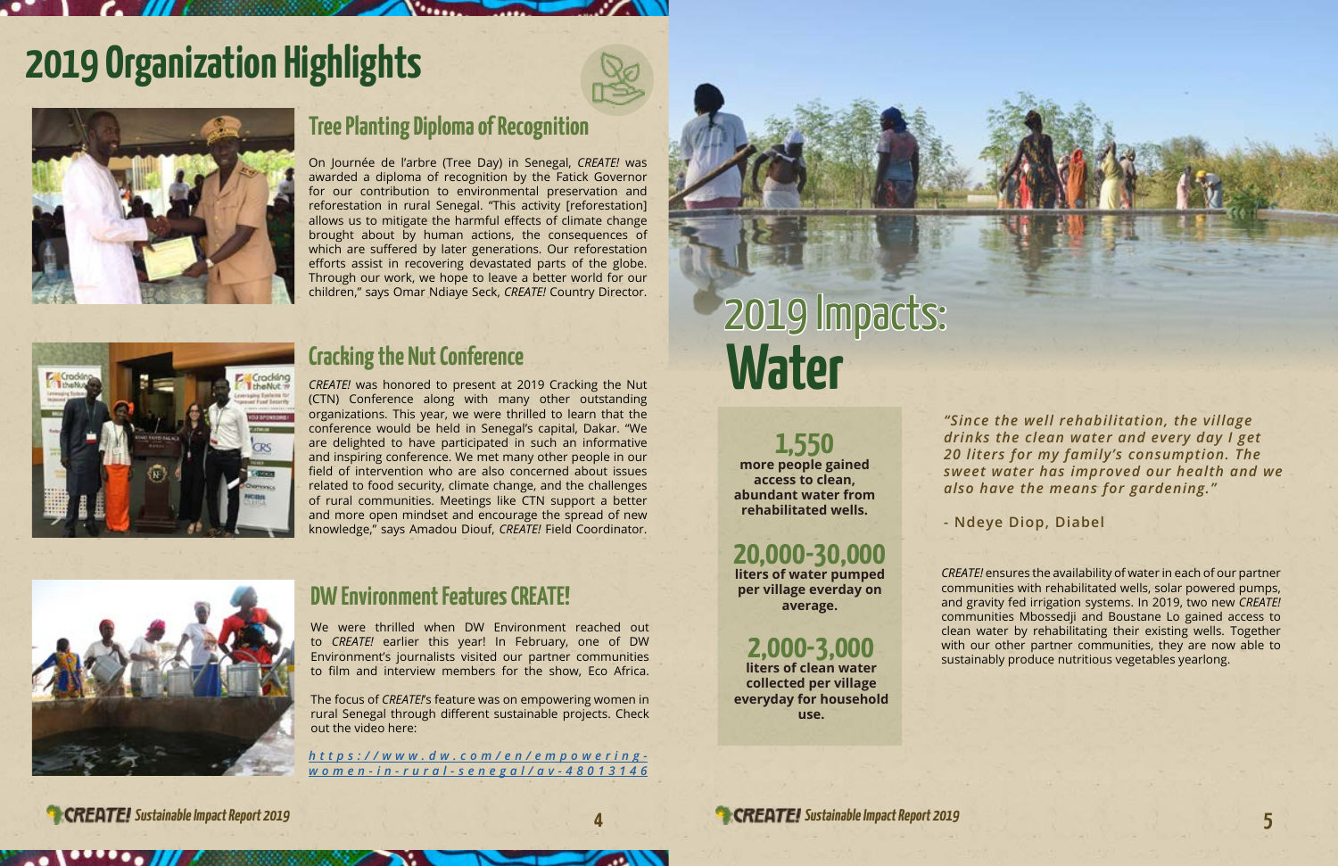# 2019 Organization Highlights

## Tree Planting Diploma of Recognition

On Journée de l'arbre (Tree Day) in Senegal, *CREATE!* was awarded a diploma of recognition by the Fatick Governor for our contribution to environmental preservation and reforestation in rural Senegal. "This activity [reforestation] allows us to mitigate the harmful effects of climate change brought about by human actions, the consequences of which are suffered by later generations. Our reforestation efforts assist in recovering devastated parts of the globe. Through our work, we hope to leave a better world for our children," says Omar Ndiaye Seck, *CREATE!* Country Director.

## Cracking the Nut Conference

*CREATE!* was honored to present at 2019 Cracking the Nut (CTN) Conference along with many other outstanding organizations. This year, we were thrilled to learn that the conference would be held in Senegal's capital, Dakar. "We are delighted to have participated in such an informative and inspiring conference. We met many other people in our field of intervention who are also concerned about issues related to food security, climate change, and the challenges of rural communities. Meetings like CTN support a better and more open mindset and encourage the spread of new knowledge," says Amadou Diouf, *CREATE!* Field Coordinator.

## DW Environment Features CREATE!

We were thrilled when DW Environment reached out to *CREATE!* earlier this year! In February, one of DW Environment's journalists visited our partner communities to film and interview members for the show, Eco Africa.

The focus of *CREATE!*'s feature was on empowering women in rural Senegal through different sustainable projects. Check out the video here:

*https://www.dw.com/en/empowering-women-in-rural-senegal/av-48013146*

# 2019 Impacts: Water

**1,550**
**more people gained access to clean, abundant water from rehabilitated wells.**

**20,000-30,000**
**liters of water pumped per village everday on average.**

**2,000-3,000**
**liters of clean water collected per village everyday for household use.**

***"Since the well rehabilitation, the village drinks the clean water and every day I get 20 liters for my family's consumption. The sweet water has improved our health and we also have the means for gardening."***

**- Ndeye Diop, Diabel**

*CREATE!* ensures the availability of water in each of our partner communities with rehabilitated wells, solar powered pumps, and gravity fed irrigation systems. In 2019, two new *CREATE!* communities Mbossedji and Boustane Lo gained access to clean water by rehabilitating their existing wells. Together with our other partner communities, they are now able to sustainably produce nutritious vegetables yearlong.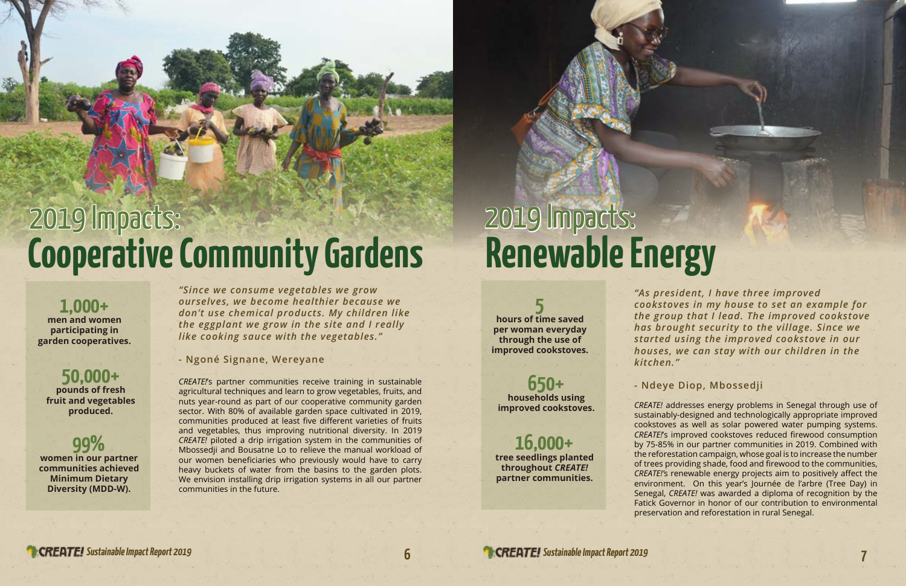# 2019 Impacts: Cooperative Community Gardens

**1,000+**
**men and women participating in garden cooperatives.**

**50,000+**
**pounds of fresh fruit and vegetables produced.**

**99%**
**women in our partner communities achieved Minimum Dietary Diversity (MDD-W).**

*"Since we consume vegetables we grow ourselves, we become healthier because we don't use chemical products. My children like the eggplant we grow in the site and I really like cooking sauce with the vegetables."*

\- Ngoné Signane, Wereyane

*CREATE!*'s partner communities receive training in sustainable agricultural techniques and learn to grow vegetables, fruits, and nuts year-round as part of our cooperative community garden sector. With 80% of available garden space cultivated in 2019, communities produced at least five different varieties of fruits and vegetables, thus improving nutritional diversity. In 2019 *CREATE!* piloted a drip irrigation system in the communities of Mbossedji and Bousatne Lo to relieve the manual workload of our women beneficiaries who previously would have to carry heavy buckets of water from the basins to the garden plots. We envision installing drip irrigation systems in all our partner communities in the future.

# 2019 Impacts: Renewable Energy

**5**
**hours of time saved per woman everyday through the use of improved cookstoves.**

**650+**
**households using improved cookstoves.**

**16,000+**
**tree seedlings planted throughout *CREATE!* partner communities.**

*"As president, I have three improved cookstoves in my house to set an example for the group that I lead. The improved cookstove has brought security to the village. Since we started using the improved cookstove in our houses, we can stay with our children in the kitchen."*

\- Ndeye Diop, Mbossedji

*CREATE!* addresses energy problems in Senegal through use of sustainably-designed and technologically appropriate improved cookstoves as well as solar powered water pumping systems. *CREATE!*'s improved cookstoves reduced firewood consumption by 75-85% in our partner communities in 2019. Combined with the reforestation campaign, whose goal is to increase the number of trees providing shade, food and firewood to the communities, *CREATE!*'s renewable energy projects aim to positively affect the environment. On this year's Journée de l'arbre (Tree Day) in Senegal, *CREATE!* was awarded a diploma of recognition by the Fatick Governor in honor of our contribution to environmental preservation and reforestation in rural Senegal.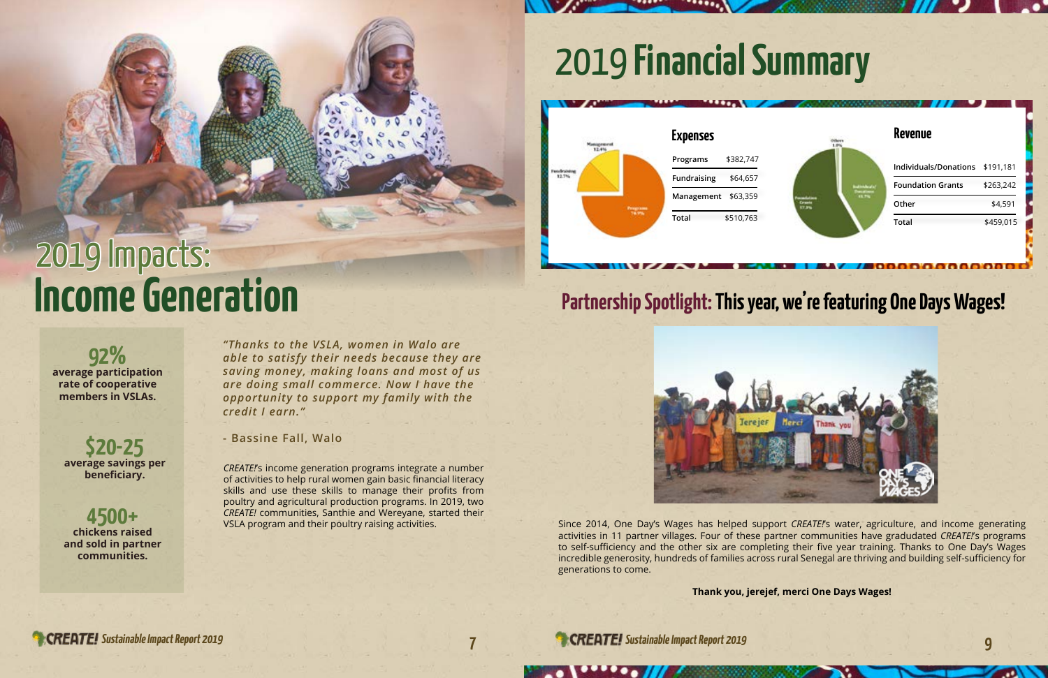# 2019 Impacts: Income Generation

**92%**
**average participation rate of cooperative members in VSLAs.**

**$20-25**
**average savings per beneficiary.**

**4500+**
**chickens raised and sold in partner communities.**

*"Thanks to the VSLA, women in Walo are able to satisfy their needs because they are saving money, making loans and most of us are doing small commerce. Now I have the opportunity to support my family with the credit I earn."*

\- Bassine Fall, Walo

*CREATE!*'s income generation programs integrate a number of activities to help rural women gain basic financial literacy skills and use these skills to manage their profits from poultry and agricultural production programs. In 2019, two *CREATE!* communities, Santhie and Wereyane, started their VSLA program and their poultry raising activities.

# 2019 Financial Summary

## Expenses

| Expenses | |
|---|---|
| Programs | $382,747 |
| Fundraising | $64,657 |
| Management | $63,359 |
| Total | $510,763 |

## Revenue

| Revenue | |
|---|---|
| Individuals/Donations | $191,181 |
| Foundation Grants | $263,242 |
| Other | $4,591 |
| Total | $459,015 |

## Partnership Spotlight: This year, we're featuring One Days Wages!

Since 2014, One Day's Wages has helped support *CREATE!*'s water, agriculture, and income generating activities in 11 partner villages. Four of these partner communities have gradudated *CREATE!*'s programs to self-sufficiency and the other six are completing their five year training. Thanks to One Day's Wages incredible generosity, hundreds of families across rural Senegal are thriving and building self-sufficiency for generations to come.

**Thank you, jerejef, merci One Days Wages!**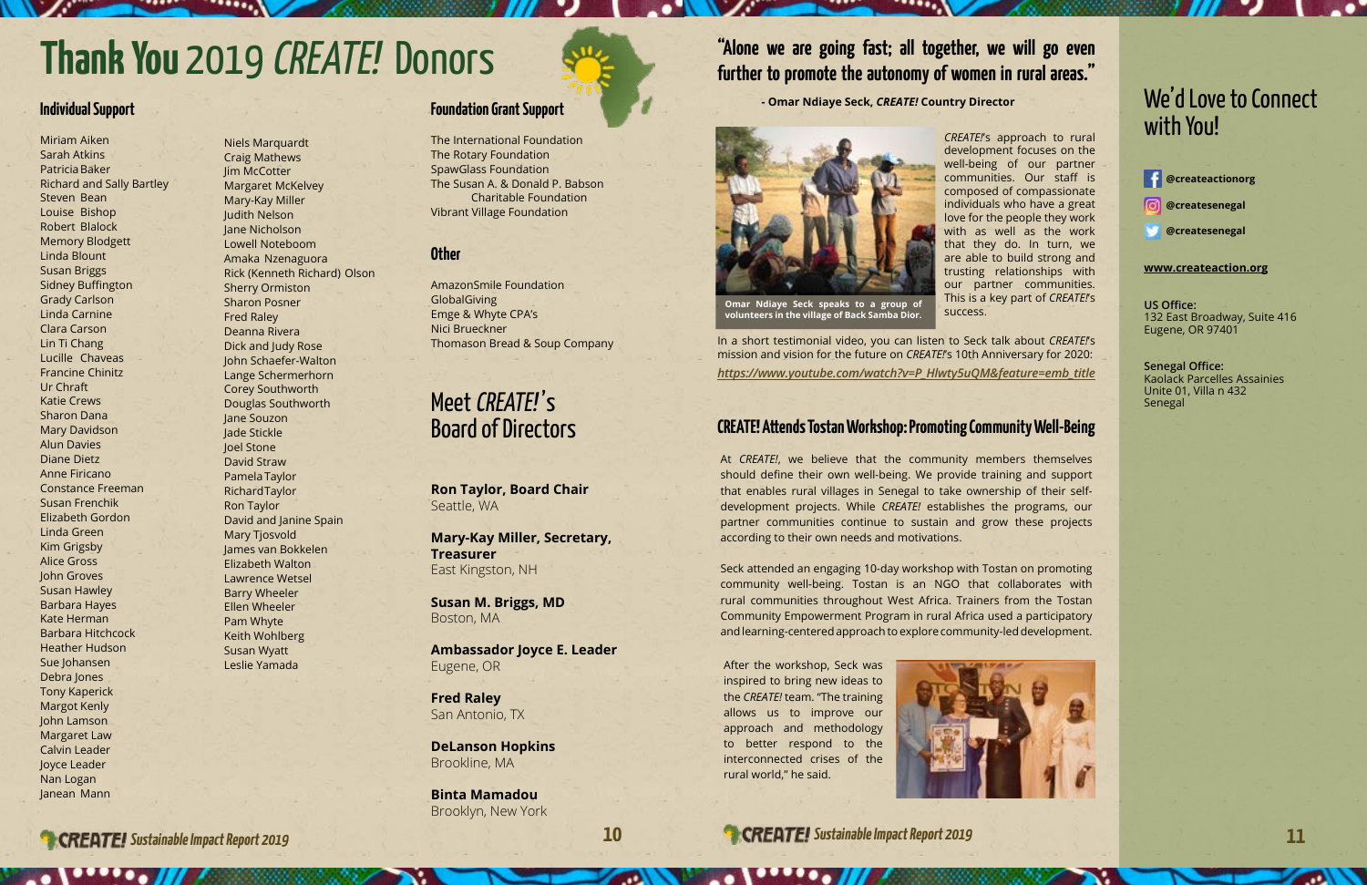# Thank You 2019 *CREATE!* Donors

## Individual Support

Miriam Aiken
Sarah Atkins
Patricia Baker
Richard and Sally Bartley
Steven Bean
Louise Bishop
Robert Blalock
Memory Blodgett
Linda Blount
Susan Briggs
Sidney Buffington
Grady Carlson
Linda Carnine
Clara Carson
Lin Ti Chang
Lucille Chaveas
Francine Chinitz
Ur Chraft
Katie Crews
Sharon Dana
Mary Davidson
Alun Davies
Diane Dietz
Anne Firicano
Constance Freeman
Susan Frenchik
Elizabeth Gordon
Linda Green
Kim Grigsby
Alice Gross
John Groves
Susan Hawley
Barbara Hayes
Kate Herman
Barbara Hitchcock
Heather Hudson
Sue Johansen
Debra Jones
Tony Kaperick
Margot Kenly
John Lamson
Margaret Law
Calvin Leader
Joyce Leader
Nan Logan
Janean Mann
Niels Marquardt
Craig Mathews
Jim McCotter
Margaret McKelvey
Mary-Kay Miller
Judith Nelson
Jane Nicholson
Lowell Noteboom
Amaka Nzenaguora
Rick (Kenneth Richard) Olson
Sherry Ormiston
Sharon Posner
Fred Raley
Deanna Rivera
Dick and Judy Rose
John Schaefer-Walton
Lange Schermerhorn
Corey Southworth
Douglas Southworth
Jane Souzon
Jade Stickle
Joel Stone
David Straw
Pamela Taylor
Richard Taylor
Ron Taylor
David and Janine Spain
Mary Tjosvold
James van Bokkelen
Elizabeth Walton
Lawrence Wetsel
Barry Wheeler
Ellen Wheeler
Pam Whyte
Keith Wohlberg
Susan Wyatt
Leslie Yamada

## Foundation Grant Support

The International Foundation
The Rotary Foundation
SpawGlass Foundation
The Susan A. & Donald P. Babson Charitable Foundation
Vibrant Village Foundation

## Other

AmazonSmile Foundation
GlobalGiving
Emge & Whyte CPA's
Nici Brueckner
Thomason Bread & Soup Company

## Meet *CREATE!*'s Board of Directors

**Ron Taylor, Board Chair**
Seattle, WA

**Mary-Kay Miller, Secretary, Treasurer**
East Kingston, NH

**Susan M. Briggs, MD**
Boston, MA

**Ambassador Joyce E. Leader**
Eugene, OR

**Fred Raley**
San Antonio, TX

**DeLanson Hopkins**
Brookline, MA

**Binta Mamadou**
Brooklyn, New York

## "Alone we are going fast; all together, we will go even further to promote the autonomy of women in rural areas."

**- Omar Ndiaye Seck, *CREATE!* Country Director**

**Omar Ndiaye Seck speaks to a group of volunteers in the village of Back Samba Dior.**

*CREATE!*'s approach to rural development focuses on the well-being of our partner communities. Our staff is composed of compassionate individuals who have a great love for the people they work with as well as the work that they do. In turn, we are able to build strong and trusting relationships with our partner communities. This is a key part of *CREATE!*'s success.

In a short testimonial video, you can listen to Seck talk about *CREATE!*'s mission and vision for the future on *CREATE!*'s 10th Anniversary for 2020: *https://www.youtube.com/watch?v=P_Hlwty5uQM&feature=emb_title*

## CREATE! Attends Tostan Workshop: Promoting Community Well-Being

At *CREATE!*, we believe that the community members themselves should define their own well-being. We provide training and support that enables rural villages in Senegal to take ownership of their self-development projects. While *CREATE!* establishes the programs, our partner communities continue to sustain and grow these projects according to their own needs and motivations.

Seck attended an engaging 10-day workshop with Tostan on promoting community well-being. Tostan is an NGO that collaborates with rural communities throughout West Africa. Trainers from the Tostan Community Empowerment Program in rural Africa used a participatory and learning-centered approach to explore community-led development.

After the workshop, Seck was inspired to bring new ideas to the *CREATE!* team. "The training allows us to improve our approach and methodology to better respond to the interconnected crises of the rural world," he said.

## We'd Love to Connect with You!

**@createactionorg**
**@createsenegal**
**@createsenegal**

**www.createaction.org**

**US Office:**
132 East Broadway, Suite 416
Eugene, OR 97401

**Senegal Office:**
Kaolack Parcelles Assainies
Unite 01, Villa n 432
Senegal